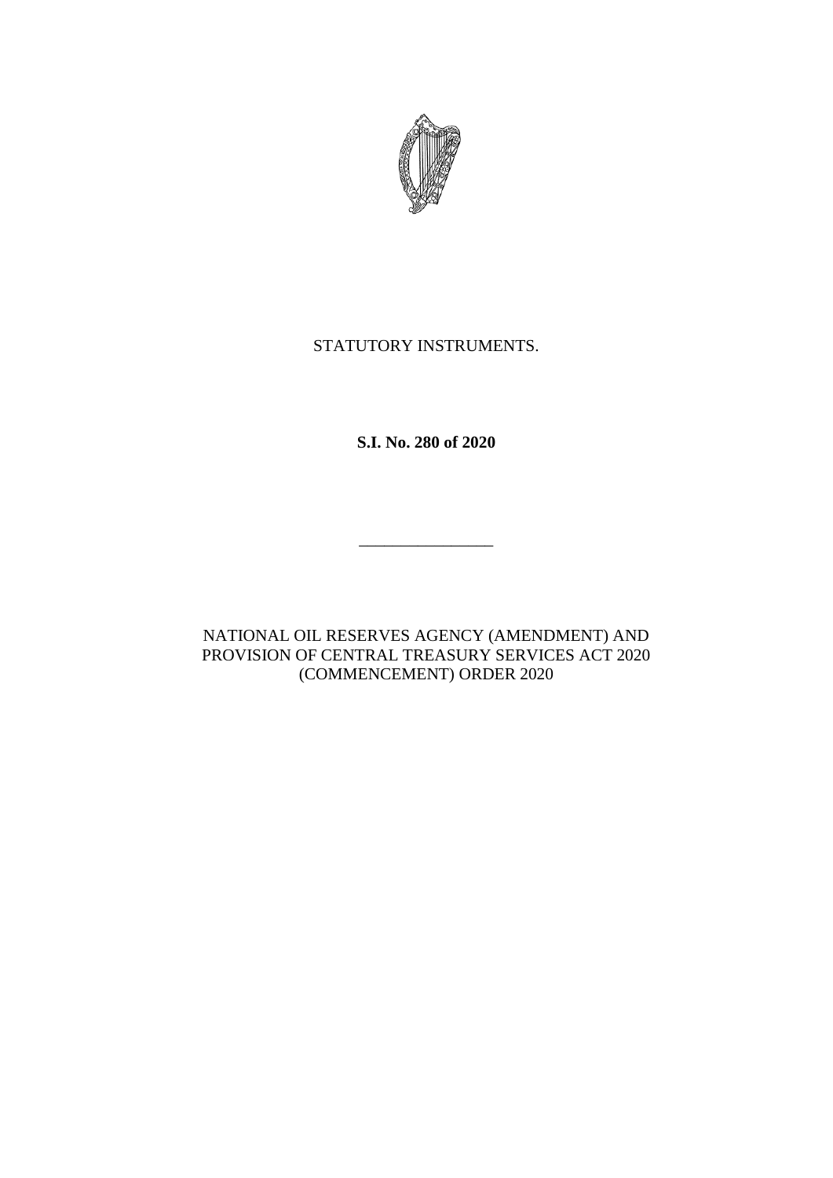STATUTORY INSTRUMENTS.

**S.I. No. 280 of 2020**

________________

NATIONAL OIL RESERVES AGENCY (AMENDMENT) AND PROVISION OF CENTRAL TREASURY SERVICES ACT 2020 (COMMENCEMENT) ORDER 2020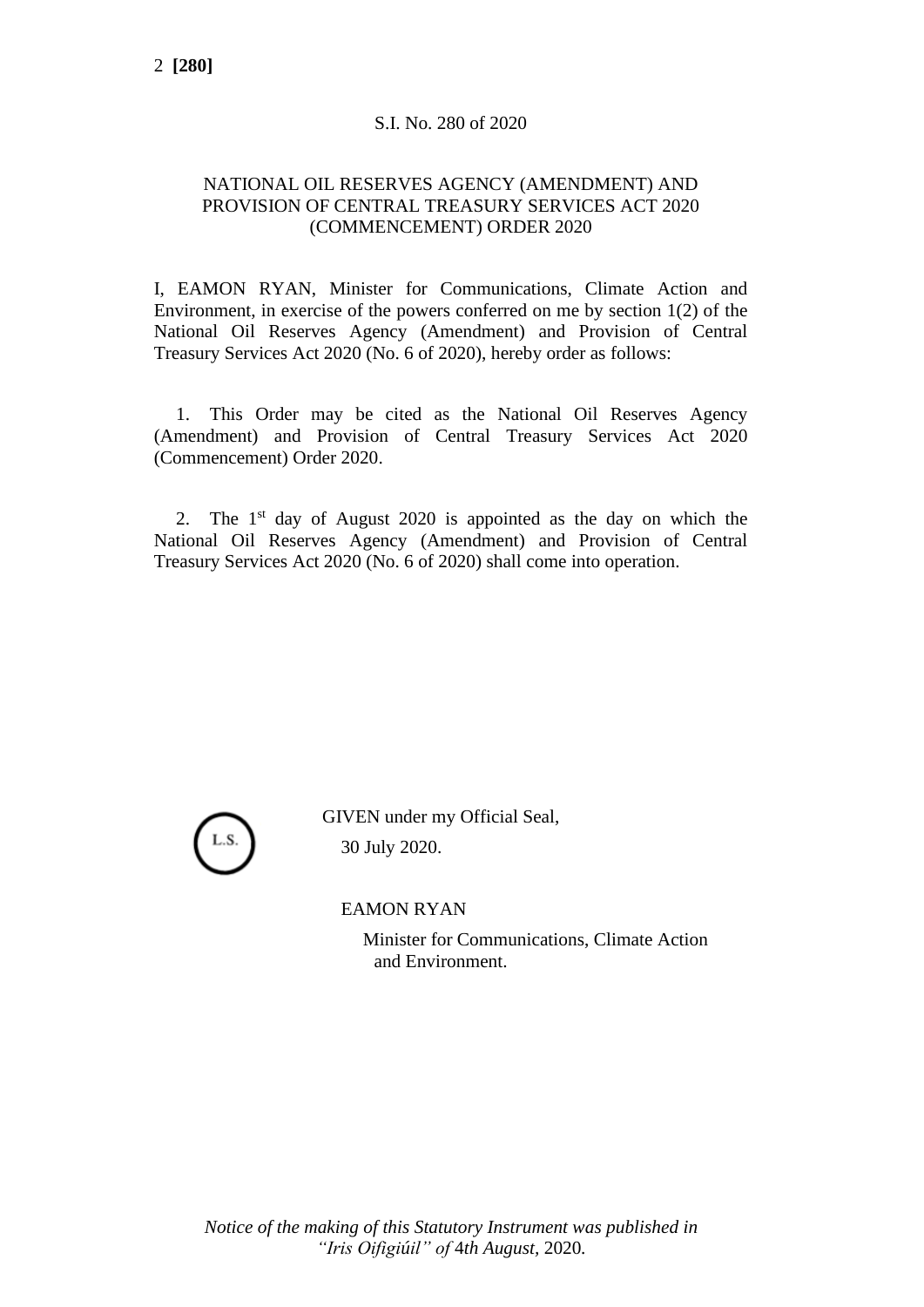S.I. No. 280 of 2020

NATIONAL OIL RESERVES AGENCY (AMENDMENT) AND PROVISION OF CENTRAL TREASURY SERVICES ACT 2020 (COMMENCEMENT) ORDER 2020

I, EAMON RYAN, Minister for Communications, Climate Action and Environment, in exercise of the powers conferred on me by section 1(2) of the National Oil Reserves Agency (Amendment) and Provision of Central Treasury Services Act 2020 (No. 6 of 2020), hereby order as follows:

1. This Order may be cited as the National Oil Reserves Agency (Amendment) and Provision of Central Treasury Services Act 2020 (Commencement) Order 2020.

2. The 1st day of August 2020 is appointed as the day on which the National Oil Reserves Agency (Amendment) and Provision of Central Treasury Services Act 2020 (No. 6 of 2020) shall come into operation.

L.S.

GIVEN under my Official Seal,
30 July 2020.

EAMON RYAN
Minister for Communications, Climate Action and Environment.

*Notice of the making of this Statutory Instrument was published in "Iris Oifigiúil" of* 4*th August*, 2020.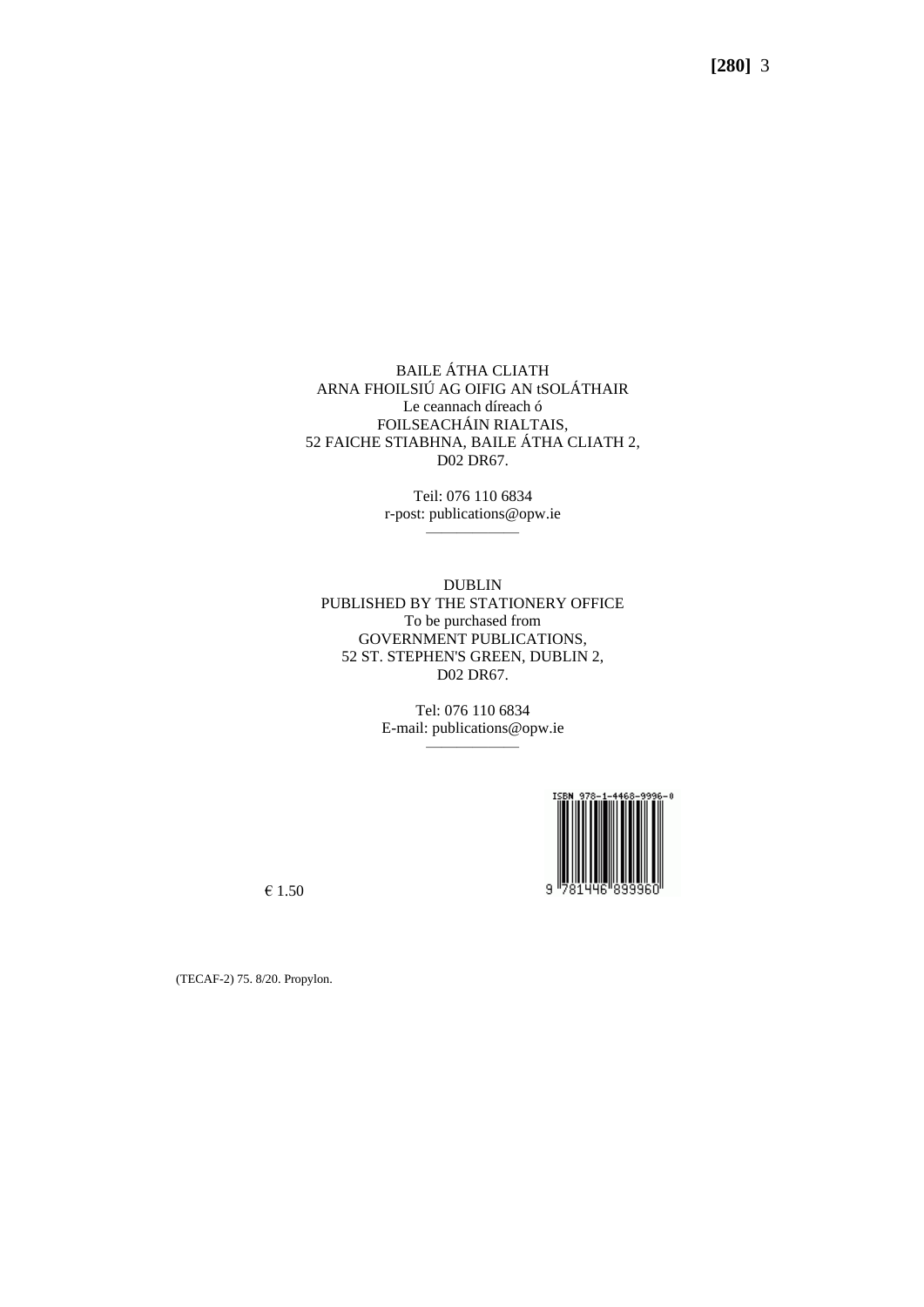BAILE ÁTHA CLIATH
ARNA FHOILSIÚ AG OIFIG AN tSOLÁTHAIR
Le ceannach díreach ó
FOILSEACHÁIN RIALTAIS,
52 FAICHE STIABHNA, BAILE ÁTHA CLIATH 2,
D02 DR67.

Teil: 076 110 6834
r-post: publications@opw.ie

---

DUBLIN
PUBLISHED BY THE STATIONERY OFFICE
To be purchased from
GOVERNMENT PUBLICATIONS,
52 ST. STEPHEN'S GREEN, DUBLIN 2,
D02 DR67.

Tel: 076 110 6834
E-mail: publications@opw.ie

---

ISBN 978-1-4468-9996-0

9 781446 899960

€ 1.50

(TECAF-2) 75. 8/20. Propylon.